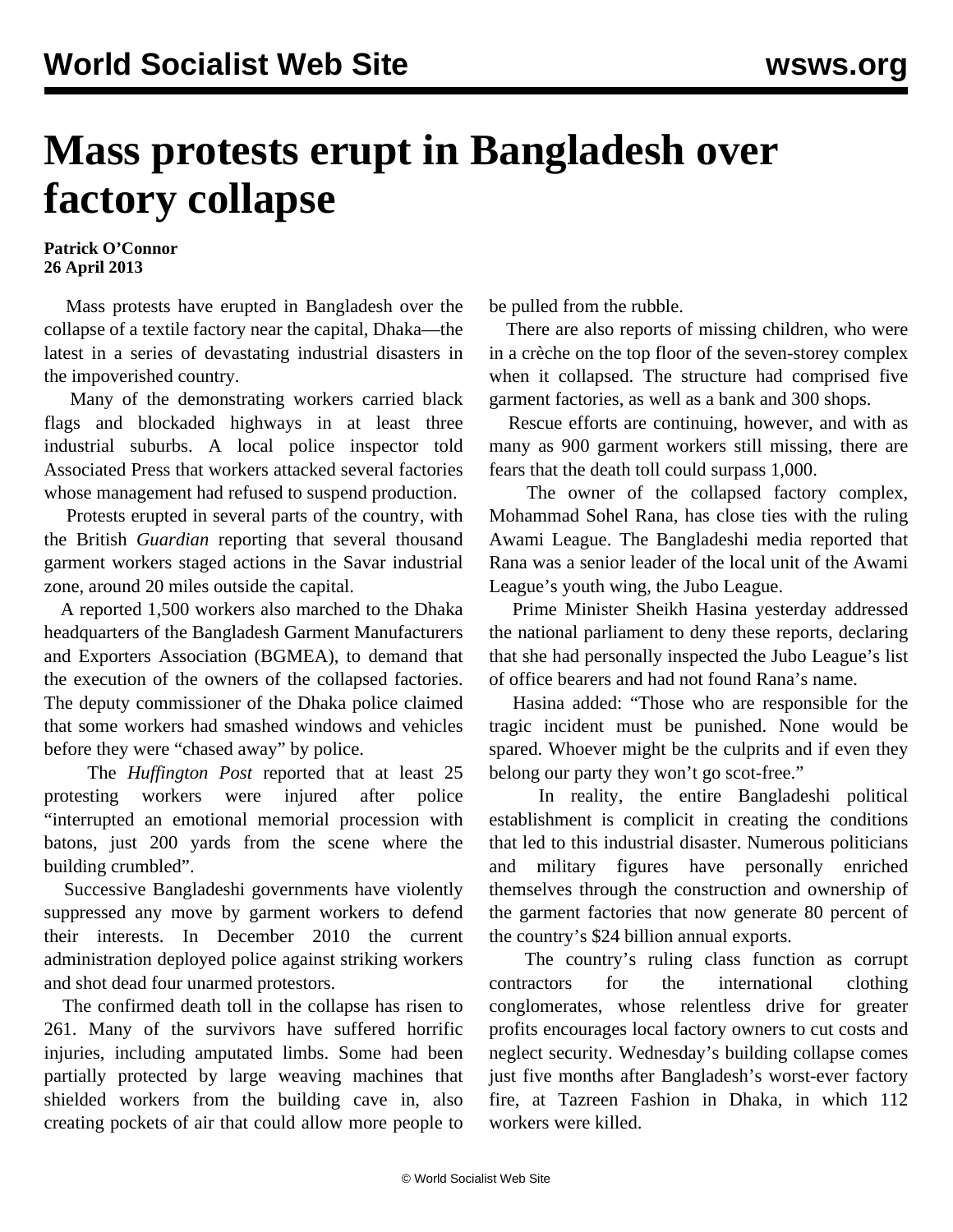# Mass protests erupt in Bangladesh over factory collapse

**Patrick O'Connor**
**26 April 2013**

Mass protests have erupted in Bangladesh over the collapse of a textile factory near the capital, Dhaka—the latest in a series of devastating industrial disasters in the impoverished country.

Many of the demonstrating workers carried black flags and blockaded highways in at least three industrial suburbs. A local police inspector told Associated Press that workers attacked several factories whose management had refused to suspend production.

Protests erupted in several parts of the country, with the British *Guardian* reporting that several thousand garment workers staged actions in the Savar industrial zone, around 20 miles outside the capital.

A reported 1,500 workers also marched to the Dhaka headquarters of the Bangladesh Garment Manufacturers and Exporters Association (BGMEA), to demand that the execution of the owners of the collapsed factories. The deputy commissioner of the Dhaka police claimed that some workers had smashed windows and vehicles before they were "chased away" by police.

The *Huffington Post* reported that at least 25 protesting workers were injured after police "interrupted an emotional memorial procession with batons, just 200 yards from the scene where the building crumbled".

Successive Bangladeshi governments have violently suppressed any move by garment workers to defend their interests. In December 2010 the current administration deployed police against striking workers and shot dead four unarmed protestors.

The confirmed death toll in the collapse has risen to 261. Many of the survivors have suffered horrific injuries, including amputated limbs. Some had been partially protected by large weaving machines that shielded workers from the building cave in, also creating pockets of air that could allow more people to be pulled from the rubble.

There are also reports of missing children, who were in a crèche on the top floor of the seven-storey complex when it collapsed. The structure had comprised five garment factories, as well as a bank and 300 shops.

Rescue efforts are continuing, however, and with as many as 900 garment workers still missing, there are fears that the death toll could surpass 1,000.

The owner of the collapsed factory complex, Mohammad Sohel Rana, has close ties with the ruling Awami League. The Bangladeshi media reported that Rana was a senior leader of the local unit of the Awami League's youth wing, the Jubo League.

Prime Minister Sheikh Hasina yesterday addressed the national parliament to deny these reports, declaring that she had personally inspected the Jubo League's list of office bearers and had not found Rana's name.

Hasina added: "Those who are responsible for the tragic incident must be punished. None would be spared. Whoever might be the culprits and if even they belong our party they won't go scot-free."

In reality, the entire Bangladeshi political establishment is complicit in creating the conditions that led to this industrial disaster. Numerous politicians and military figures have personally enriched themselves through the construction and ownership of the garment factories that now generate 80 percent of the country's $24 billion annual exports.

The country's ruling class function as corrupt contractors for the international clothing conglomerates, whose relentless drive for greater profits encourages local factory owners to cut costs and neglect security. Wednesday's building collapse comes just five months after Bangladesh's worst-ever factory fire, at Tazreen Fashion in Dhaka, in which 112 workers were killed.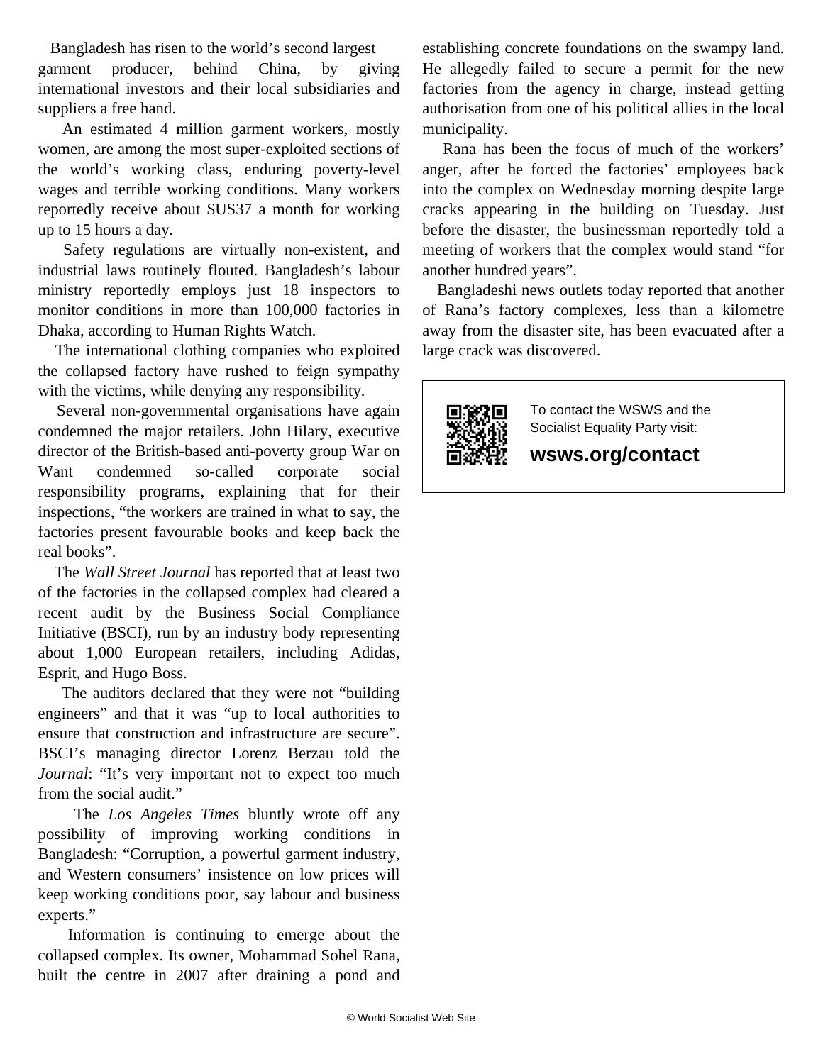Bangladesh has risen to the world's second largest garment producer, behind China, by giving international investors and their local subsidiaries and suppliers a free hand.

An estimated 4 million garment workers, mostly women, are among the most super-exploited sections of the world's working class, enduring poverty-level wages and terrible working conditions. Many workers reportedly receive about $US37 a month for working up to 15 hours a day.

Safety regulations are virtually non-existent, and industrial laws routinely flouted. Bangladesh's labour ministry reportedly employs just 18 inspectors to monitor conditions in more than 100,000 factories in Dhaka, according to Human Rights Watch.

The international clothing companies who exploited the collapsed factory have rushed to feign sympathy with the victims, while denying any responsibility.

Several non-governmental organisations have again condemned the major retailers. John Hilary, executive director of the British-based anti-poverty group War on Want condemned so-called corporate social responsibility programs, explaining that for their inspections, "the workers are trained in what to say, the factories present favourable books and keep back the real books".

The *Wall Street Journal* has reported that at least two of the factories in the collapsed complex had cleared a recent audit by the Business Social Compliance Initiative (BSCI), run by an industry body representing about 1,000 European retailers, including Adidas, Esprit, and Hugo Boss.

The auditors declared that they were not "building engineers" and that it was "up to local authorities to ensure that construction and infrastructure are secure". BSCI's managing director Lorenz Berzau told the *Journal*: "It's very important not to expect too much from the social audit."

The *Los Angeles Times* bluntly wrote off any possibility of improving working conditions in Bangladesh: "Corruption, a powerful garment industry, and Western consumers' insistence on low prices will keep working conditions poor, say labour and business experts."

Information is continuing to emerge about the collapsed complex. Its owner, Mohammad Sohel Rana, built the centre in 2007 after draining a pond and establishing concrete foundations on the swampy land. He allegedly failed to secure a permit for the new factories from the agency in charge, instead getting authorisation from one of his political allies in the local municipality.

Rana has been the focus of much of the workers' anger, after he forced the factories' employees back into the complex on Wednesday morning despite large cracks appearing in the building on Tuesday. Just before the disaster, the businessman reportedly told a meeting of workers that the complex would stand "for another hundred years".

Bangladeshi news outlets today reported that another of Rana's factory complexes, less than a kilometre away from the disaster site, has been evacuated after a large crack was discovered.

To contact the WSWS and the Socialist Equality Party visit:

**wsws.org/contact**